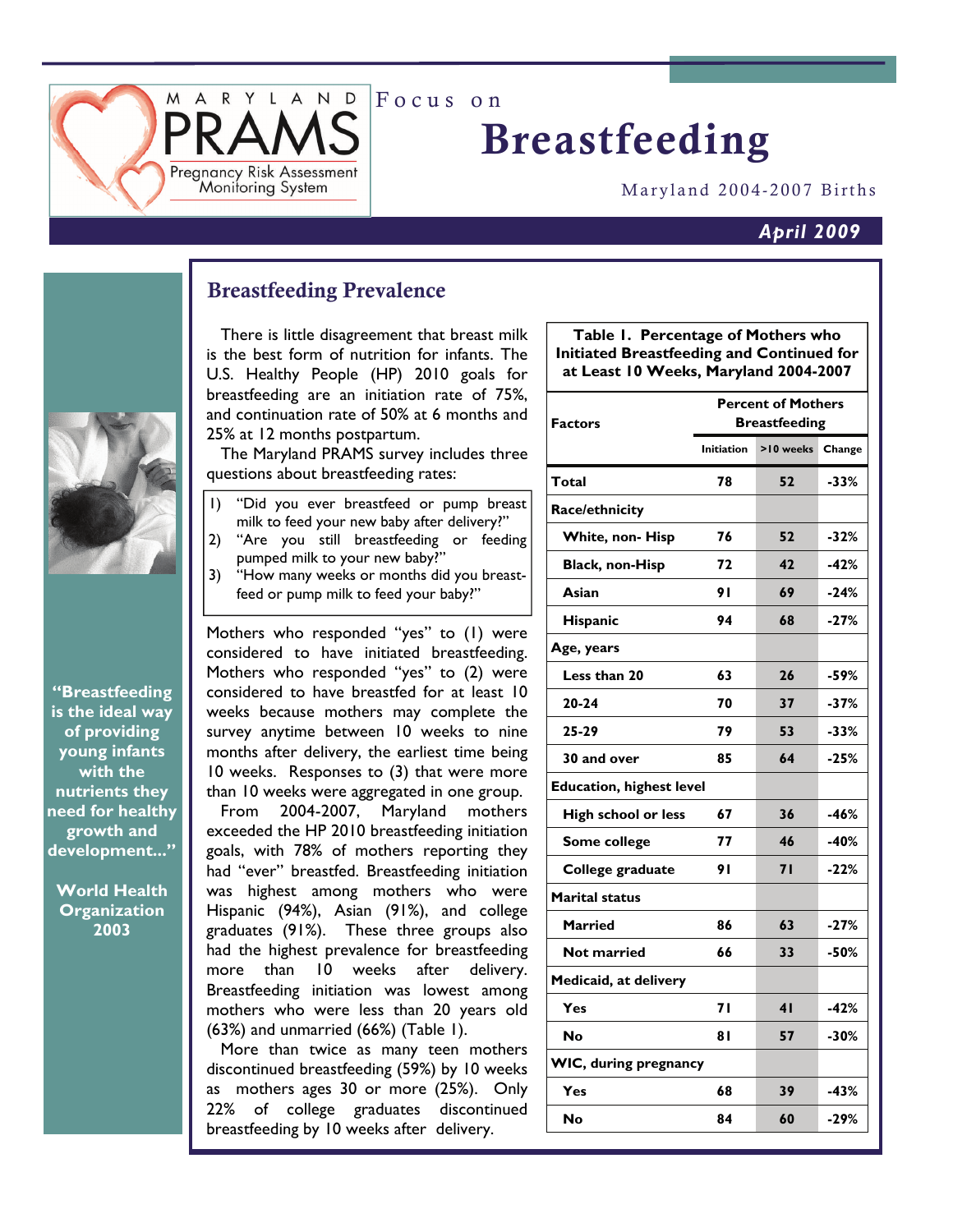MARYLAND PRAMS

Pregnancy Risk Assessment Monitoring System

Focus on

# Breastfeeding

Maryland 2004-2007 Births

**April 2009**

## Breastfeeding Prevalence

There is little disagreement that breast milk is the best form of nutrition for infants. The U.S. Healthy People (HP) 2010 goals for breastfeeding are an initiation rate of 75%, and continuation rate of 50% at 6 months and 25% at 12 months postpartum.

The Maryland PRAMS survey includes three questions about breastfeeding rates:

1) "Did you ever breastfeed or pump breast milk to feed your new baby after delivery?"
2) "Are you still breastfeeding or feeding pumped milk to your new baby?"
3) "How many weeks or months did you breastfeed or pump milk to feed your baby?"

Mothers who responded "yes" to (1) were considered to have initiated breastfeeding. Mothers who responded "yes" to (2) were considered to have breastfed for at least 10 weeks because mothers may complete the survey anytime between 10 weeks to nine months after delivery, the earliest time being 10 weeks. Responses to (3) that were more than 10 weeks were aggregated in one group.

From 2004-2007, Maryland mothers exceeded the HP 2010 breastfeeding initiation goals, with 78% of mothers reporting they had "ever" breastfed. Breastfeeding initiation was highest among mothers who were Hispanic (94%), Asian (91%), and college graduates (91%). These three groups also had the highest prevalence for breastfeeding more than 10 weeks after delivery. Breastfeeding initiation was lowest among mothers who were less than 20 years old (63%) and unmarried (66%) (Table 1).

More than twice as many teen mothers discontinued breastfeeding (59%) by 10 weeks as mothers ages 30 or more (25%). Only 22% of college graduates discontinued breastfeeding by 10 weeks after delivery.

**Table 1. Percentage of Mothers who Initiated Breastfeeding and Continued for at Least 10 Weeks, Maryland 2004-2007**

| Factors | Percent of Mothers Breastfeeding | | |
|---|---|---|---|
| | Initiation | >10 weeks | Change |
| **Total** | 78 | 52 | -33% |
| **Race/ethnicity** | | | |
| White, non- Hisp | 76 | 52 | -32% |
| Black, non-Hisp | 72 | 42 | -42% |
| Asian | 91 | 69 | -24% |
| Hispanic | 94 | 68 | -27% |
| **Age, years** | | | |
| Less than 20 | 63 | 26 | -59% |
| 20-24 | 70 | 37 | -37% |
| 25-29 | 79 | 53 | -33% |
| 30 and over | 85 | 64 | -25% |
| **Education, highest level** | | | |
| High school or less | 67 | 36 | -46% |
| Some college | 77 | 46 | -40% |
| College graduate | 91 | 71 | -22% |
| **Marital status** | | | |
| Married | 86 | 63 | -27% |
| Not married | 66 | 33 | -50% |
| **Medicaid, at delivery** | | | |
| Yes | 71 | 41 | -42% |
| No | 81 | 57 | -30% |
| **WIC, during pregnancy** | | | |
| Yes | 68 | 39 | -43% |
| No | 84 | 60 | -29% |

**"Breastfeeding is the ideal way of providing young infants with the nutrients they need for healthy growth and development..."**

**World Health Organization 2003**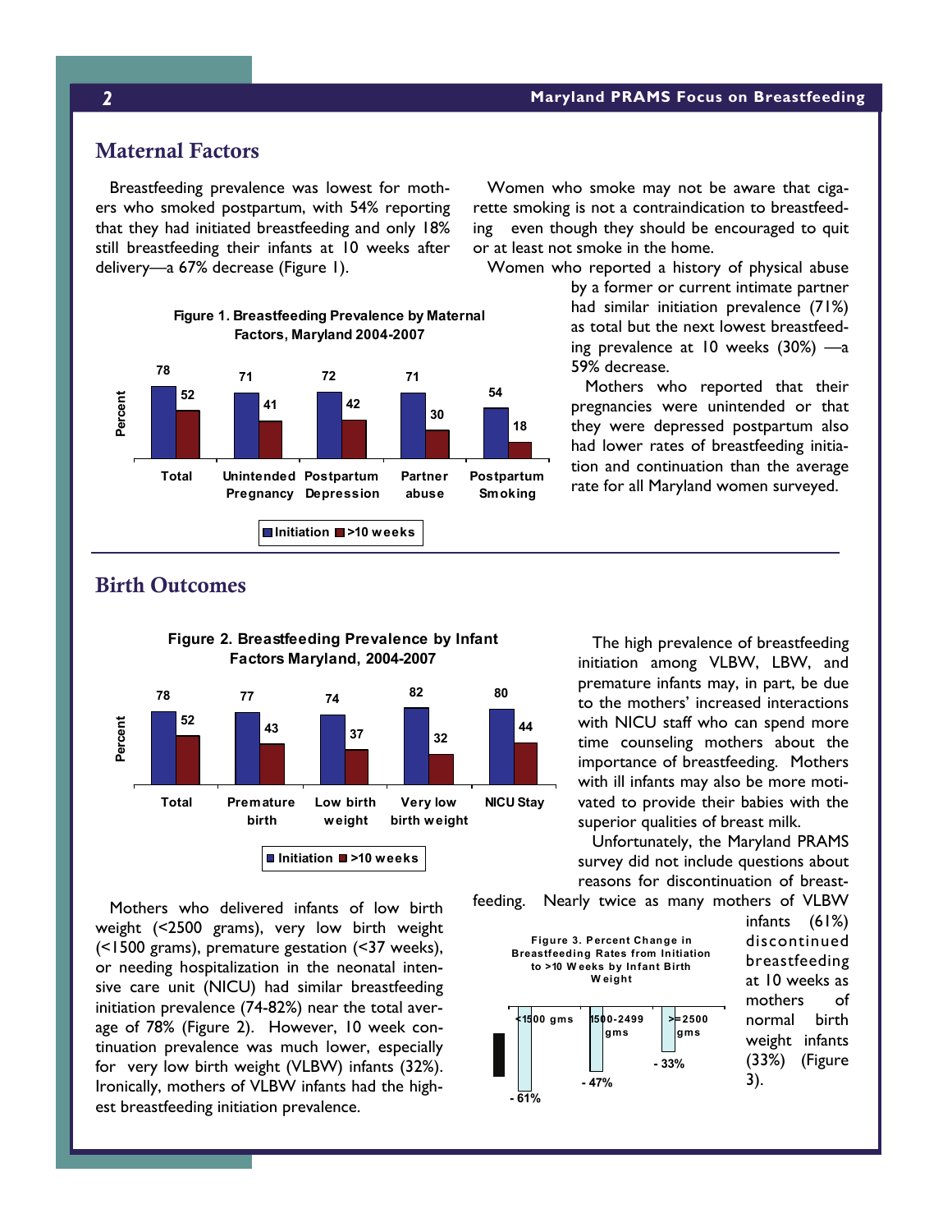## Maternal Factors

Breastfeeding prevalence was lowest for mothers who smoked postpartum, with 54% reporting that they had initiated breastfeeding and only 18% still breastfeeding their infants at 10 weeks after delivery—a 67% decrease (Figure 1).

**Figure 1. Breastfeeding Prevalence by Maternal Factors, Maryland 2004-2007**

| Percent | Total | Unintended Pregnancy | Postpartum Depression | Partner abuse | Postpartum Smoking |
|---|---|---|---|---|---|
| Initiation | 78 | 71 | 72 | 71 | 54 |
| >10 weeks | 52 | 41 | 42 | 30 | 18 |

Women who smoke may not be aware that cigarette smoking is not a contraindication to breastfeeding even though they should be encouraged to quit or at least not smoke in the home.

Women who reported a history of physical abuse by a former or current intimate partner had similar initiation prevalence (71%) as total but the next lowest breastfeeding prevalence at 10 weeks (30%) —a 59% decrease.

Mothers who reported that their pregnancies were unintended or that they were depressed postpartum also had lower rates of breastfeeding initiation and continuation than the average rate for all Maryland women surveyed.

## Birth Outcomes

**Figure 2. Breastfeeding Prevalence by Infant Factors Maryland, 2004-2007**

| Percent | Total | Premature birth | Low birth weight | Very low birth weight | NICU Stay |
|---|---|---|---|---|---|
| Initiation | 78 | 77 | 74 | 82 | 80 |
| >10 weeks | 52 | 43 | 37 | 32 | 44 |

Mothers who delivered infants of low birth weight (<2500 grams), very low birth weight (<1500 grams), premature gestation (<37 weeks), or needing hospitalization in the neonatal intensive care unit (NICU) had similar breastfeeding initiation prevalence (74-82%) near the total average of 78% (Figure 2). However, 10 week continuation prevalence was much lower, especially for very low birth weight (VLBW) infants (32%). Ironically, mothers of VLBW infants had the highest breastfeeding initiation prevalence.

The high prevalence of breastfeeding initiation among VLBW, LBW, and premature infants may, in part, be due to the mothers' increased interactions with NICU staff who can spend more time counseling mothers about the importance of breastfeeding. Mothers with ill infants may also be more motivated to provide their babies with the superior qualities of breast milk.

Unfortunately, the Maryland PRAMS survey did not include questions about reasons for discontinuation of breastfeeding. Nearly twice as many mothers of VLBW infants (61%) discontinued breastfeeding at 10 weeks as mothers of normal birth weight infants (33%) (Figure 3).

**Figure 3. Percent Change in Breastfeeding Rates from Initiation to >10 Weeks by Infant Birth Weight**

| <1500 gms | 1500-2499 gms | >=2500 gms |
|---|---|---|
| - 61% | - 47% | - 33% |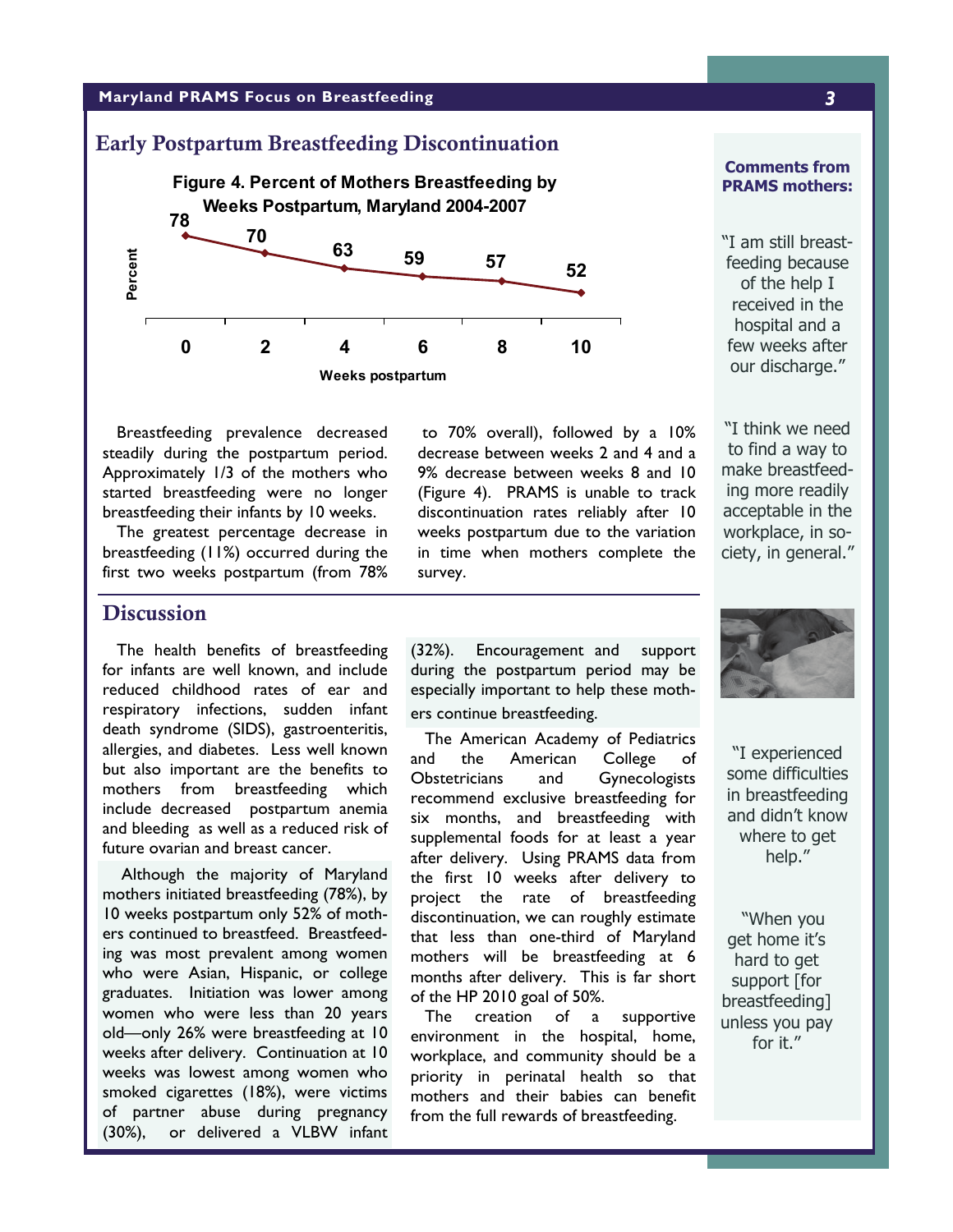## Early Postpartum Breastfeeding Discontinuation

**Figure 4. Percent of Mothers Breastfeeding by Weeks Postpartum, Maryland 2004-2007**

| Weeks postpartum | 0 | 2 | 4 | 6 | 8 | 10 |
|---|---|---|---|---|---|---|
| Percent | 78 | 70 | 63 | 59 | 57 | 52 |

Breastfeeding prevalence decreased steadily during the postpartum period. Approximately 1/3 of the mothers who started breastfeeding were no longer breastfeeding their infants by 10 weeks.

The greatest percentage decrease in breastfeeding (11%) occurred during the first two weeks postpartum (from 78% to 70% overall), followed by a 10% decrease between weeks 2 and 4 and a 9% decrease between weeks 8 and 10 (Figure 4). PRAMS is unable to track discontinuation rates reliably after 10 weeks postpartum due to the variation in time when mothers complete the survey.

## Discussion

The health benefits of breastfeeding for infants are well known, and include reduced childhood rates of ear and respiratory infections, sudden infant death syndrome (SIDS), gastroenteritis, allergies, and diabetes. Less well known but also important are the benefits to mothers from breastfeeding which include decreased postpartum anemia and bleeding as well as a reduced risk of future ovarian and breast cancer.

Although the majority of Maryland mothers initiated breastfeeding (78%), by 10 weeks postpartum only 52% of mothers continued to breastfeed. Breastfeeding was most prevalent among women who were Asian, Hispanic, or college graduates. Initiation was lower among women who were less than 20 years old—only 26% were breastfeeding at 10 weeks after delivery. Continuation at 10 weeks was lowest among women who smoked cigarettes (18%), were victims of partner abuse during pregnancy (30%), or delivered a VLBW infant (32%). Encouragement and support during the postpartum period may be especially important to help these mothers continue breastfeeding.

The American Academy of Pediatrics and the American College of Obstetricians and Gynecologists recommend exclusive breastfeeding for six months, and breastfeeding with supplemental foods for at least a year after delivery. Using PRAMS data from the first 10 weeks after delivery to project the rate of breastfeeding discontinuation, we can roughly estimate that less than one-third of Maryland mothers will be breastfeeding at 6 months after delivery. This is far short of the HP 2010 goal of 50%.

The creation of a supportive environment in the hospital, home, workplace, and community should be a priority in perinatal health so that mothers and their babies can benefit from the full rewards of breastfeeding.

**Comments from PRAMS mothers:**

"I am still breastfeeding because of the help I received in the hospital and a few weeks after our discharge."

"I think we need to find a way to make breastfeeding more readily acceptable in the workplace, in society, in general."

"I experienced some difficulties in breastfeeding and didn't know where to get help."

"When you get home it's hard to get support [for breastfeeding] unless you pay for it."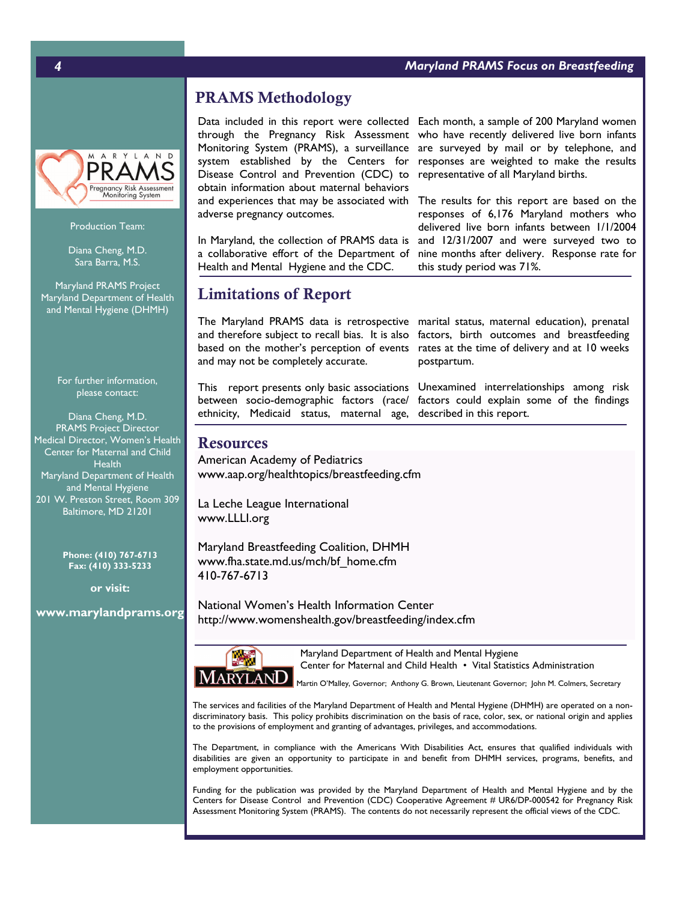## PRAMS Methodology

Data included in this report were collected through the Pregnancy Risk Assessment Monitoring System (PRAMS), a surveillance system established by the Centers for Disease Control and Prevention (CDC) to obtain information about maternal behaviors and experiences that may be associated with adverse pregnancy outcomes.

In Maryland, the collection of PRAMS data is a collaborative effort of the Department of Health and Mental Hygiene and the CDC.

Each month, a sample of 200 Maryland women who have recently delivered live born infants are surveyed by mail or by telephone, and responses are weighted to make the results representative of all Maryland births.

The results for this report are based on the responses of 6,176 Maryland mothers who delivered live born infants between 1/1/2004 and 12/31/2007 and were surveyed two to nine months after delivery. Response rate for this study period was 71%.

## Limitations of Report

The Maryland PRAMS data is retrospective and therefore subject to recall bias. It is also based on the mother's perception of events and may not be completely accurate.

This report presents only basic associations between socio-demographic factors (race/ethnicity, Medicaid status, maternal age, marital status, maternal education), prenatal factors, birth outcomes and breastfeeding rates at the time of delivery and at 10 weeks postpartum.

Unexamined interrelationships among risk factors could explain some of the findings described in this report.

## Resources

American Academy of Pediatrics
www.aap.org/healthtopics/breastfeeding.cfm

La Leche League International
www.LLLI.org

Maryland Breastfeeding Coalition, DHMH
www.fha.state.md.us/mch/bf_home.cfm
410-767-6713

National Women's Health Information Center
http://www.womenshealth.gov/breastfeeding/index.cfm

MARYLAND PRAMS
Pregnancy Risk Assessment Monitoring System

Production Team:

Diana Cheng, M.D.
Sara Barra, M.S.

Maryland PRAMS Project
Maryland Department of Health and Mental Hygiene (DHMH)

For further information, please contact:

Diana Cheng, M.D.
PRAMS Project Director
Medical Director, Women's Health
Center for Maternal and Child Health
Maryland Department of Health and Mental Hygiene
201 W. Preston Street, Room 309
Baltimore, MD 21201

**Phone: (410) 767-6713**
**Fax: (410) 333-5233**

**or visit:**

**www.marylandprams.org**

MARYLAND

Maryland Department of Health and Mental Hygiene
Center for Maternal and Child Health • Vital Statistics Administration

Martin O'Malley, Governor; Anthony G. Brown, Lieutenant Governor; John M. Colmers, Secretary

The services and facilities of the Maryland Department of Health and Mental Hygiene (DHMH) are operated on a non-discriminatory basis. This policy prohibits discrimination on the basis of race, color, sex, or national origin and applies to the provisions of employment and granting of advantages, privileges, and accommodations.

The Department, in compliance with the Americans With Disabilities Act, ensures that qualified individuals with disabilities are given an opportunity to participate in and benefit from DHMH services, programs, benefits, and employment opportunities.

Funding for the publication was provided by the Maryland Department of Health and Mental Hygiene and by the Centers for Disease Control and Prevention (CDC) Cooperative Agreement # UR6/DP-000542 for Pregnancy Risk Assessment Monitoring System (PRAMS). The contents do not necessarily represent the official views of the CDC.